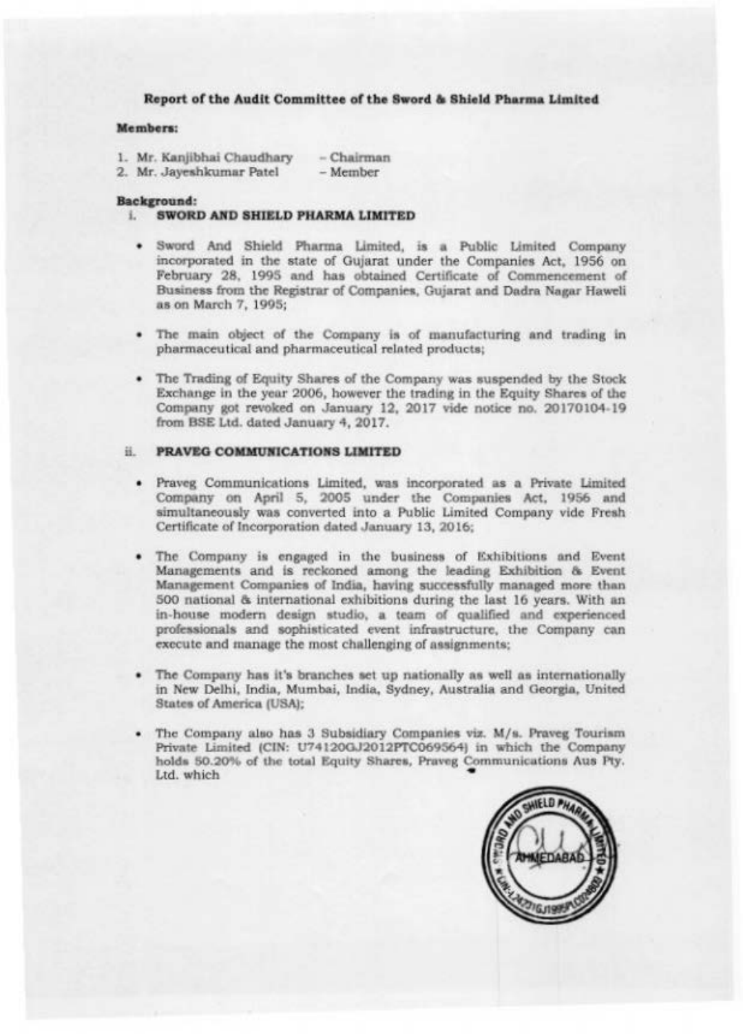**Report of the Audit Committee of the Sword & Shield Pharma Limited**

**Members:**

1. Mr. Kanjibhai Chaudhary – Chairman
2. Mr. Jayeshkumar Patel – Member

**Background:**

i. **SWORD AND SHIELD PHARMA LIMITED**

- Sword And Shield Pharma Limited, is a Public Limited Company incorporated in the state of Gujarat under the Companies Act, 1956 on February 28, 1995 and has obtained Certificate of Commencement of Business from the Registrar of Companies, Gujarat and Dadra Nagar Haweli as on March 7, 1995;

- The main object of the Company is of manufacturing and trading in pharmaceutical and pharmaceutical related products;

- The Trading of Equity Shares of the Company was suspended by the Stock Exchange in the year 2006, however the trading in the Equity Shares of the Company got revoked on January 12, 2017 vide notice no. 20170104-19 from BSE Ltd. dated January 4, 2017.

ii. **PRAVEG COMMUNICATIONS LIMITED**

- Praveg Communications Limited, was incorporated as a Private Limited Company on April 5, 2005 under the Companies Act, 1956 and simultaneously was converted into a Public Limited Company vide Fresh Certificate of Incorporation dated January 13, 2016;

- The Company is engaged in the business of Exhibitions and Event Managements and is reckoned among the leading Exhibition & Event Management Companies of India, having successfully managed more than 500 national & international exhibitions during the last 16 years. With an in-house modern design studio, a team of qualified and experienced professionals and sophisticated event infrastructure, the Company can execute and manage the most challenging of assignments;

- The Company has it's branches set up nationally as well as internationally in New Delhi, India, Mumbai, India, Sydney, Australia and Georgia, United States of America (USA);

- The Company also has 3 Subsidiary Companies viz. M/s. Praveg Tourism Private Limited (CIN: U74120GJ2012PTC069564) in which the Company holds 50.20% of the total Equity Shares, Praveg Communications Aus Pty. Ltd. which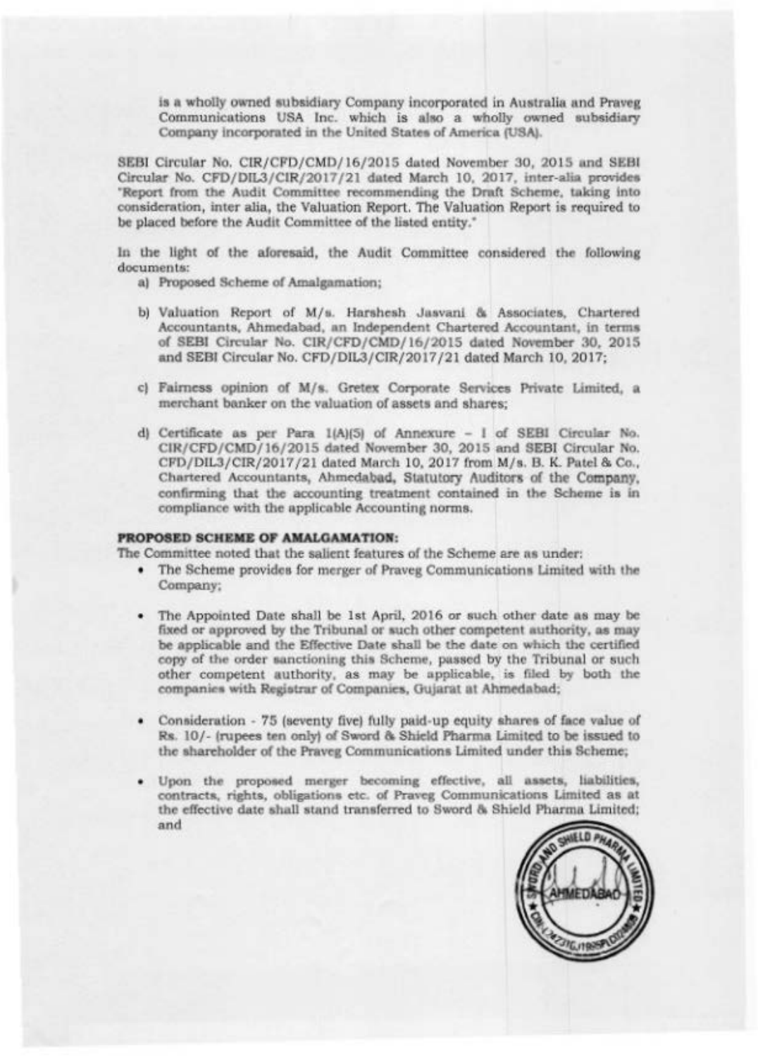is a wholly owned subsidiary Company incorporated in Australia and Praveg Communications USA Inc. which is also a wholly owned subsidiary Company incorporated in the United States of America (USA).

SEBI Circular No. CIR/CFD/CMD/16/2015 dated November 30, 2015 and SEBI Circular No. CFD/DIL3/CIR/2017/21 dated March 10, 2017, inter-alia provides "Report from the Audit Committee recommending the Draft Scheme, taking into consideration, inter alia, the Valuation Report. The Valuation Report is required to be placed before the Audit Committee of the listed entity."

In the light of the aforesaid, the Audit Committee considered the following documents:

a) Proposed Scheme of Amalgamation;

b) Valuation Report of M/s. Harshesh Jasvani & Associates, Chartered Accountants, Ahmedabad, an Independent Chartered Accountant, in terms of SEBI Circular No. CIR/CFD/CMD/16/2015 dated November 30, 2015 and SEBI Circular No. CFD/DIL3/CIR/2017/21 dated March 10, 2017;

c) Fairness opinion of M/s. Gretex Corporate Services Private Limited, a merchant banker on the valuation of assets and shares;

d) Certificate as per Para 1(A)(5) of Annexure - I of SEBI Circular No. CIR/CFD/CMD/16/2015 dated November 30, 2015 and SEBI Circular No. CFD/DIL3/CIR/2017/21 dated March 10, 2017 from M/s. B. K. Patel & Co., Chartered Accountants, Ahmedabad, Statutory Auditors of the Company, confirming that the accounting treatment contained in the Scheme is in compliance with the applicable Accounting norms.

**PROPOSED SCHEME OF AMALGAMATION:**

The Committee noted that the salient features of the Scheme are as under:

- The Scheme provides for merger of Praveg Communications Limited with the Company;

- The Appointed Date shall be 1st April, 2016 or such other date as may be fixed or approved by the Tribunal or such other competent authority, as may be applicable and the Effective Date shall be the date on which the certified copy of the order sanctioning this Scheme, passed by the Tribunal or such other competent authority, as may be applicable, is filed by both the companies with Registrar of Companies, Gujarat at Ahmedabad;

- Consideration - 75 (seventy five) fully paid-up equity shares of face value of Rs. 10/- (rupees ten only) of Sword & Shield Pharma Limited to be issued to the shareholder of the Praveg Communications Limited under this Scheme;

- Upon the proposed merger becoming effective, all assets, liabilities, contracts, rights, obligations etc. of Praveg Communications Limited as at the effective date shall stand transferred to Sword & Shield Pharma Limited; and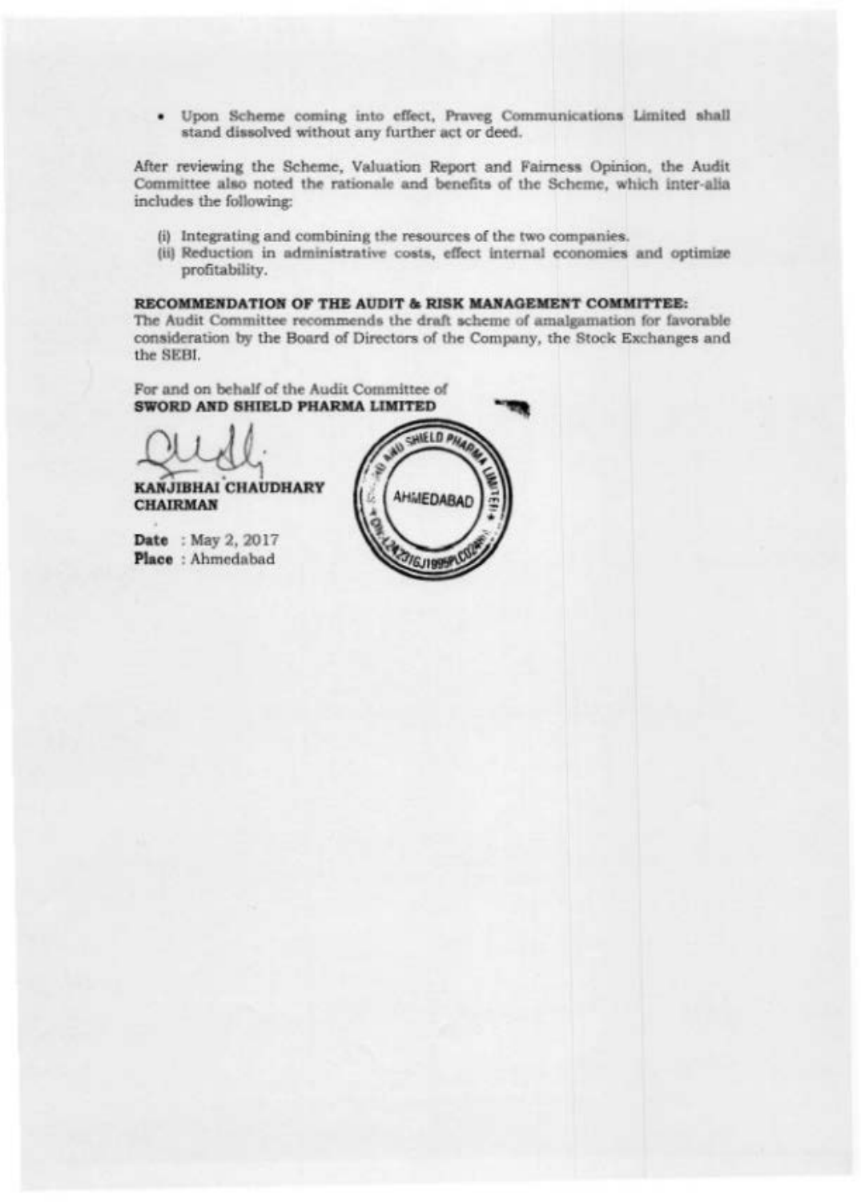- Upon Scheme coming into effect, Praveg Communications Limited shall stand dissolved without any further act or deed.

After reviewing the Scheme, Valuation Report and Fairness Opinion, the Audit Committee also noted the rationale and benefits of the Scheme, which inter-alia includes the following:

(i) Integrating and combining the resources of the two companies.
(ii) Reduction in administrative costs, effect internal economies and optimize profitability.

**RECOMMENDATION OF THE AUDIT & RISK MANAGEMENT COMMITTEE:**
The Audit Committee recommends the draft scheme of amalgamation for favorable consideration by the Board of Directors of the Company, the Stock Exchanges and the SEBI.

For and on behalf of the Audit Committee of
**SWORD AND SHIELD PHARMA LIMITED**

**KANJIBHAI CHAUDHARY**
**CHAIRMAN**

**Date** : May 2, 2017
**Place** : Ahmedabad